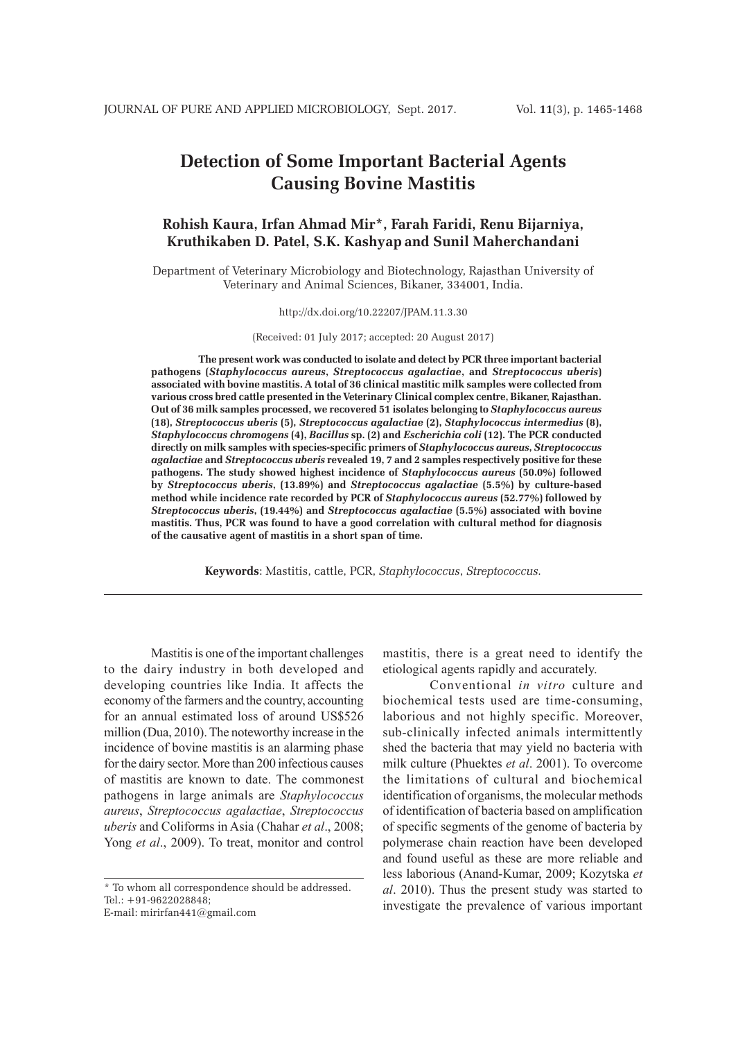# Detection of Some Important Bacterial Agents Causing Bovine Mastitis

**Rohish Kaura, Irfan Ahmad Mir*, Farah Faridi, Renu Bijarniya, Kruthikaben D. Patel, S.K. Kashyap and Sunil Maherchandani**

Department of Veterinary Microbiology and Biotechnology, Rajasthan University of Veterinary and Animal Sciences, Bikaner, 334001, India.

http://dx.doi.org/10.22207/JPAM.11.3.30

(Received: 01 July 2017; accepted: 20 August 2017)

**The present work was conducted to isolate and detect by PCR three important bacterial pathogens (*Staphylococcus aureus*, *Streptococcus agalactiae*, and *Streptococcus uberis*) associated with bovine mastitis. A total of 36 clinical mastitic milk samples were collected from various cross bred cattle presented in the Veterinary Clinical complex centre, Bikaner, Rajasthan. Out of 36 milk samples processed, we recovered 51 isolates belonging to *Staphylococcus aureus* (18), *Streptococcus uberis* (5), *Streptococcus agalactiae* (2), *Staphylococcus intermedius* (8), *Staphylococcus chromogens* (4), *Bacillus* sp. (2) and *Escherichia coli* (12). The PCR conducted directly on milk samples with species-specific primers of *Staphylococcus aureus*, *Streptococcus agalactiae* and *Streptococcus uberis* revealed 19, 7 and 2 samples respectively positive for these pathogens. The study showed highest incidence of *Staphylococcus aureus* (50.0%) followed by *Streptococcus uberis*, (13.89%) and *Streptococcus agalactiae* (5.5%) by culture-based method while incidence rate recorded by PCR of *Staphylococcus aureus* (52.77%) followed by *Streptococcus uberis*, (19.44%) and *Streptococcus agalactiae* (5.5%) associated with bovine mastitis. Thus, PCR was found to have a good correlation with cultural method for diagnosis of the causative agent of mastitis in a short span of time.**

**Keywords**: Mastitis, cattle, PCR, *Staphylococcus*, *Streptococcus.*

Mastitis is one of the important challenges to the dairy industry in both developed and developing countries like India. It affects the economy of the farmers and the country, accounting for an annual estimated loss of around US$526 million (Dua, 2010). The noteworthy increase in the incidence of bovine mastitis is an alarming phase for the dairy sector. More than 200 infectious causes of mastitis are known to date. The commonest pathogens in large animals are *Staphylococcus aureus*, *Streptococcus agalactiae*, *Streptococcus uberis* and Coliforms in Asia (Chahar *et al*., 2008; Yong *et al*., 2009). To treat, monitor and control mastitis, there is a great need to identify the etiological agents rapidly and accurately.

Conventional *in vitro* culture and biochemical tests used are time-consuming, laborious and not highly specific. Moreover, sub-clinically infected animals intermittently shed the bacteria that may yield no bacteria with milk culture (Phuektes *et al*. 2001). To overcome the limitations of cultural and biochemical identification of organisms, the molecular methods of identification of bacteria based on amplification of specific segments of the genome of bacteria by polymerase chain reaction have been developed and found useful as these are more reliable and less laborious (Anand-Kumar, 2009; Kozytska *et al*. 2010). Thus the present study was started to investigate the prevalence of various important

* To whom all correspondence should be addressed.
Tel.: +91-9622028848;
E-mail: mirirfan441@gmail.com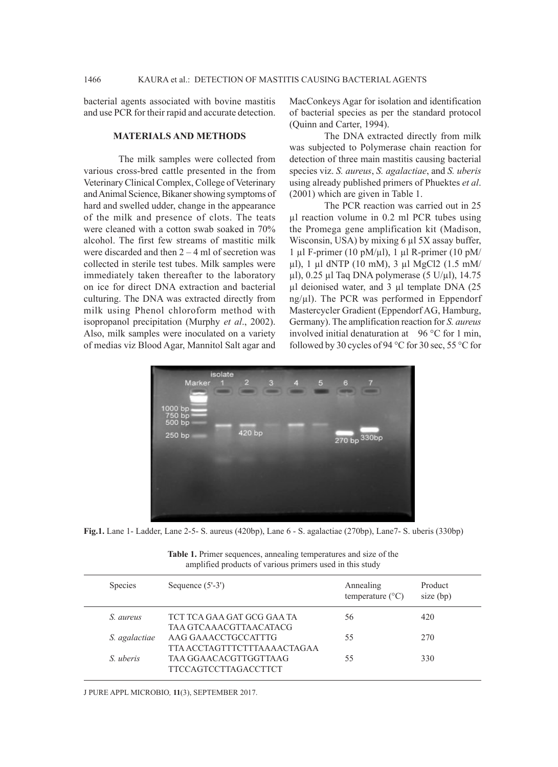bacterial agents associated with bovine mastitis and use PCR for their rapid and accurate detection.

## MATERIALS AND METHODS

The milk samples were collected from various cross-bred cattle presented in the from Veterinary Clinical Complex, College of Veterinary and Animal Science, Bikaner showing symptoms of hard and swelled udder, change in the appearance of the milk and presence of clots. The teats were cleaned with a cotton swab soaked in 70% alcohol. The first few streams of mastitic milk were discarded and then 2 – 4 ml of secretion was collected in sterile test tubes. Milk samples were immediately taken thereafter to the laboratory on ice for direct DNA extraction and bacterial culturing. The DNA was extracted directly from milk using Phenol chloroform method with isopropanol precipitation (Murphy *et al*., 2002). Also, milk samples were inoculated on a variety of medias viz Blood Agar, Mannitol Salt agar and MacConkeys Agar for isolation and identification of bacterial species as per the standard protocol (Quinn and Carter, 1994).

The DNA extracted directly from milk was subjected to Polymerase chain reaction for detection of three main mastitis causing bacterial species viz. *S. aureus*, *S. agalactiae*, and *S. uberis* using already published primers of Phuektes *et al*. (2001) which are given in Table 1.

The PCR reaction was carried out in 25 µl reaction volume in 0.2 ml PCR tubes using the Promega gene amplification kit (Madison, Wisconsin, USA) by mixing 6 µl 5X assay buffer, 1 µl F-primer (10 pM/µl), 1 µl R-primer (10 pM/µl), 1 µl dNTP (10 mM), 3 µl MgCl2 (1.5 mM/µl), 0.25 µl Taq DNA polymerase (5 U/µl), 14.75 µl deionised water, and 3 µl template DNA (25 ng/µl). The PCR was performed in Eppendorf Mastercycler Gradient (Eppendorf AG, Hamburg, Germany). The amplification reaction for *S. aureus* involved initial denaturation at 96 °C for 1 min, followed by 30 cycles of 94 °C for 30 sec, 55 °C for

**Fig.1.** Lane 1- Ladder, Lane 2-5- S. aureus (420bp), Lane 6 - S. agalactiae (270bp), Lane7- S. uberis (330bp)

**Table 1.** Primer sequences, annealing temperatures and size of the amplified products of various primers used in this study

| Species | Sequence (5'-3') | Annealing temperature (°C) | Product size (bp) |
|---|---|---|---|
| *S. aureus* | TCT TCA GAA GAT GCG GAA TA<br>TAA GTCAAACGTTAACATACG | 56 | 420 |
| *S. agalactiae* | AAG GAAACCTGCCATTTG<br>TTA ACCTAGTTTCTTTAAAACTAGAA | 55 | 270 |
| *S. uberis* | TAA GGAACACGTTGGTTAAG<br>TTCCAGTCCTTAGACCTTCT | 55 | 330 |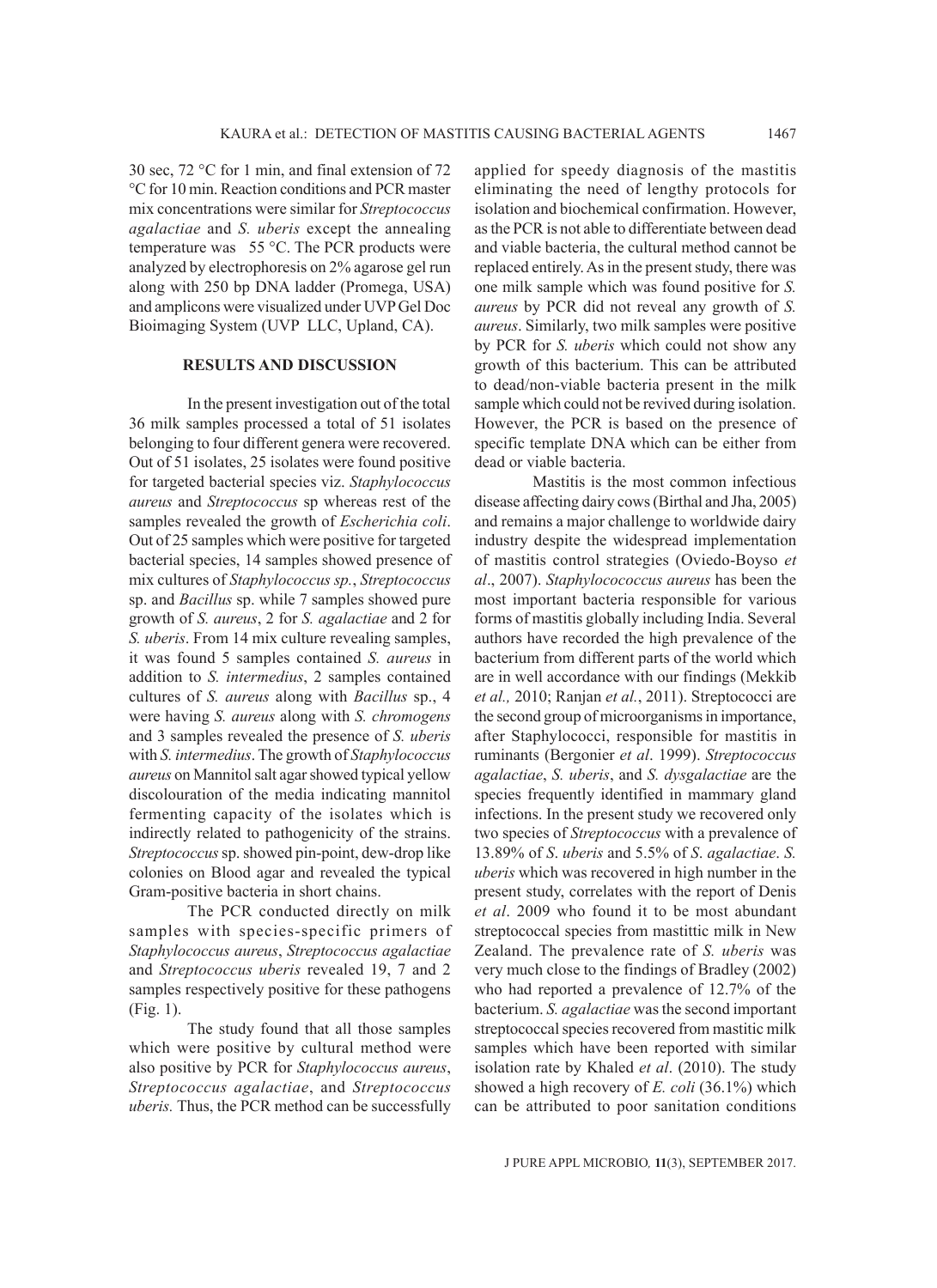30 sec, 72 °C for 1 min, and final extension of 72 °C for 10 min. Reaction conditions and PCR master mix concentrations were similar for *Streptococcus agalactiae* and *S. uberis* except the annealing temperature was 55 °C. The PCR products were analyzed by electrophoresis on 2% agarose gel run along with 250 bp DNA ladder (Promega, USA) and amplicons were visualized under UVP Gel Doc Bioimaging System (UVP LLC, Upland, CA).

## RESULTS AND DISCUSSION

In the present investigation out of the total 36 milk samples processed a total of 51 isolates belonging to four different genera were recovered. Out of 51 isolates, 25 isolates were found positive for targeted bacterial species viz. *Staphylococcus aureus* and *Streptococcus* sp whereas rest of the samples revealed the growth of *Escherichia coli*. Out of 25 samples which were positive for targeted bacterial species, 14 samples showed presence of mix cultures of *Staphylococcus sp.*, *Streptococcus* sp. and *Bacillus* sp. while 7 samples showed pure growth of *S. aureus*, 2 for *S. agalactiae* and 2 for *S. uberis*. From 14 mix culture revealing samples, it was found 5 samples contained *S. aureus* in addition to *S. intermedius*, 2 samples contained cultures of *S. aureus* along with *Bacillus* sp., 4 were having *S. aureus* along with *S. chromogens* and 3 samples revealed the presence of *S. uberis* with *S. intermedius*. The growth of *Staphylococcus aureus* on Mannitol salt agar showed typical yellow discolouration of the media indicating mannitol fermenting capacity of the isolates which is indirectly related to pathogenicity of the strains. *Streptococcus* sp. showed pin-point, dew-drop like colonies on Blood agar and revealed the typical Gram-positive bacteria in short chains.

The PCR conducted directly on milk samples with species-specific primers of *Staphylococcus aureus*, *Streptococcus agalactiae* and *Streptococcus uberis* revealed 19, 7 and 2 samples respectively positive for these pathogens (Fig. 1).

The study found that all those samples which were positive by cultural method were also positive by PCR for *Staphylococcus aureus*, *Streptococcus agalactiae*, and *Streptococcus uberis.* Thus, the PCR method can be successfully applied for speedy diagnosis of the mastitis eliminating the need of lengthy protocols for isolation and biochemical confirmation. However, as the PCR is not able to differentiate between dead and viable bacteria, the cultural method cannot be replaced entirely. As in the present study, there was one milk sample which was found positive for *S. aureus* by PCR did not reveal any growth of *S. aureus*. Similarly, two milk samples were positive by PCR for *S. uberis* which could not show any growth of this bacterium. This can be attributed to dead/non-viable bacteria present in the milk sample which could not be revived during isolation. However, the PCR is based on the presence of specific template DNA which can be either from dead or viable bacteria.

Mastitis is the most common infectious disease affecting dairy cows (Birthal and Jha, 2005) and remains a major challenge to worldwide dairy industry despite the widespread implementation of mastitis control strategies (Oviedo-Boyso *et al*., 2007). *Staphylocococcus aureus* has been the most important bacteria responsible for various forms of mastitis globally including India. Several authors have recorded the high prevalence of the bacterium from different parts of the world which are in well accordance with our findings (Mekkib *et al.,* 2010; Ranjan *et al.*, 2011). Streptococci are the second group of microorganisms in importance, after Staphylococci, responsible for mastitis in ruminants (Bergonier *et al*. 1999). *Streptococcus agalactiae*, *S. uberis*, and *S. dysgalactiae* are the species frequently identified in mammary gland infections. In the present study we recovered only two species of *Streptococcus* with a prevalence of 13.89% of *S*. *uberis* and 5.5% of *S*. *agalactiae*. *S. uberis* which was recovered in high number in the present study, correlates with the report of Denis *et al*. 2009 who found it to be most abundant streptococcal species from mastittic milk in New Zealand. The prevalence rate of *S. uberis* was very much close to the findings of Bradley (2002) who had reported a prevalence of 12.7% of the bacterium. *S. agalactiae* was the second important streptococcal species recovered from mastitic milk samples which have been reported with similar isolation rate by Khaled *et al*. (2010). The study showed a high recovery of *E. coli* (36.1%) which can be attributed to poor sanitation conditions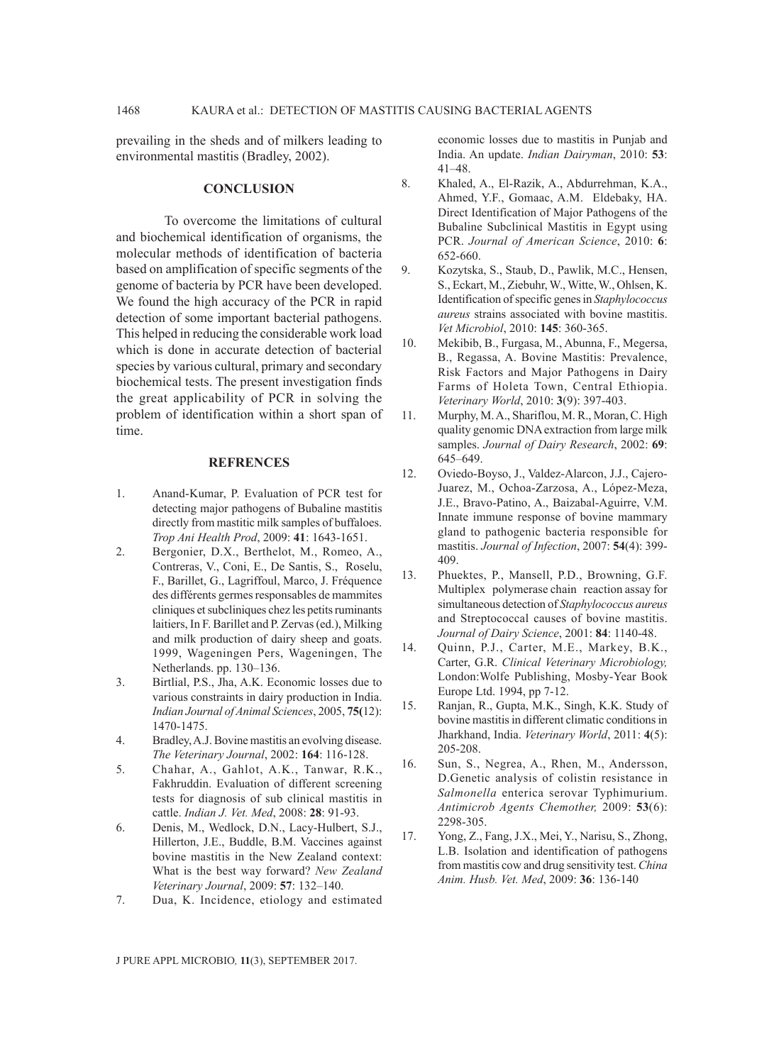prevailing in the sheds and of milkers leading to environmental mastitis (Bradley, 2002).

## CONCLUSION

To overcome the limitations of cultural and biochemical identification of organisms, the molecular methods of identification of bacteria based on amplification of specific segments of the genome of bacteria by PCR have been developed. We found the high accuracy of the PCR in rapid detection of some important bacterial pathogens. This helped in reducing the considerable work load which is done in accurate detection of bacterial species by various cultural, primary and secondary biochemical tests. The present investigation finds the great applicability of PCR in solving the problem of identification within a short span of time.

## REFRENCES

1. Anand-Kumar, P. Evaluation of PCR test for detecting major pathogens of Bubaline mastitis directly from mastitic milk samples of buffaloes. *Trop Ani Health Prod*, 2009: **41**: 1643-1651.
2. Bergonier, D.X., Berthelot, M., Romeo, A., Contreras, V., Coni, E., De Santis, S., Roselu, F., Barillet, G., Lagriffoul, Marco, J. Fréquence des différents germes responsables de mammites cliniques et subcliniques chez les petits ruminants laitiers, In F. Barillet and P. Zervas (ed.), Milking and milk production of dairy sheep and goats. 1999, Wageningen Pers, Wageningen, The Netherlands. pp. 130–136.
3. Birtlial, P.S., Jha, A.K. Economic losses due to various constraints in dairy production in India. *Indian Journal of Animal Sciences*, 2005, **75(**12): 1470-1475.
4. Bradley, A.J. Bovine mastitis an evolving disease. *The Veterinary Journal*, 2002: **164**: 116-128.
5. Chahar, A., Gahlot, A.K., Tanwar, R.K., Fakhruddin. Evaluation of different screening tests for diagnosis of sub clinical mastitis in cattle. *Indian J. Vet. Med*, 2008: **28**: 91-93.
6. Denis, M., Wedlock, D.N., Lacy-Hulbert, S.J., Hillerton, J.E., Buddle, B.M. Vaccines against bovine mastitis in the New Zealand context: What is the best way forward? *New Zealand Veterinary Journal*, 2009: **57**: 132–140.
7. Dua, K. Incidence, etiology and estimated economic losses due to mastitis in Punjab and India. An update. *Indian Dairyman*, 2010: **53**: 41–48.
8. Khaled, A., El-Razik, A., Abdurrehman, K.A., Ahmed, Y.F., Gomaac, A.M. Eldebaky, HA. Direct Identification of Major Pathogens of the Bubaline Subclinical Mastitis in Egypt using PCR. *Journal of American Science*, 2010: **6**: 652-660.
9. Kozytska, S., Staub, D., Pawlik, M.C., Hensen, S., Eckart, M., Ziebuhr, W., Witte, W., Ohlsen, K. Identification of specific genes in *Staphylococcus aureus* strains associated with bovine mastitis. *Vet Microbiol*, 2010: **145**: 360-365.
10. Mekibib, B., Furgasa, M., Abunna, F., Megersa, B., Regassa, A. Bovine Mastitis: Prevalence, Risk Factors and Major Pathogens in Dairy Farms of Holeta Town, Central Ethiopia. *Veterinary World*, 2010: **3**(9): 397-403.
11. Murphy, M. A., Shariflou, M. R., Moran, C. High quality genomic DNA extraction from large milk samples. *Journal of Dairy Research*, 2002: **69**: 645–649.
12. Oviedo-Boyso, J., Valdez-Alarcon, J.J., Cajero-Juarez, M., Ochoa-Zarzosa, A., López-Meza, J.E., Bravo-Patino, A., Baizabal-Aguirre, V.M. Innate immune response of bovine mammary gland to pathogenic bacteria responsible for mastitis. *Journal of Infection*, 2007: **54**(4): 399-409.
13. Phuektes, P., Mansell, P.D., Browning, G.F. Multiplex polymerase chain reaction assay for simultaneous detection of *Staphylococcus aureus* and Streptococcal causes of bovine mastitis. *Journal of Dairy Science*, 2001: **84**: 1140-48.
14. Quinn, P.J., Carter, M.E., Markey, B.K., Carter, G.R. *Clinical Veterinary Microbiology,* London:Wolfe Publishing, Mosby-Year Book Europe Ltd. 1994, pp 7-12.
15. Ranjan, R., Gupta, M.K., Singh, K.K. Study of bovine mastitis in different climatic conditions in Jharkhand, India. *Veterinary World*, 2011: **4**(5): 205-208.
16. Sun, S., Negrea, A., Rhen, M., Andersson, D.Genetic analysis of colistin resistance in *Salmonella* enterica serovar Typhimurium. *Antimicrob Agents Chemother,* 2009: **53**(6): 2298-305.
17. Yong, Z., Fang, J.X., Mei, Y., Narisu, S., Zhong, L.B. Isolation and identification of pathogens from mastitis cow and drug sensitivity test. *China Anim. Husb. Vet. Med*, 2009: **36**: 136-140